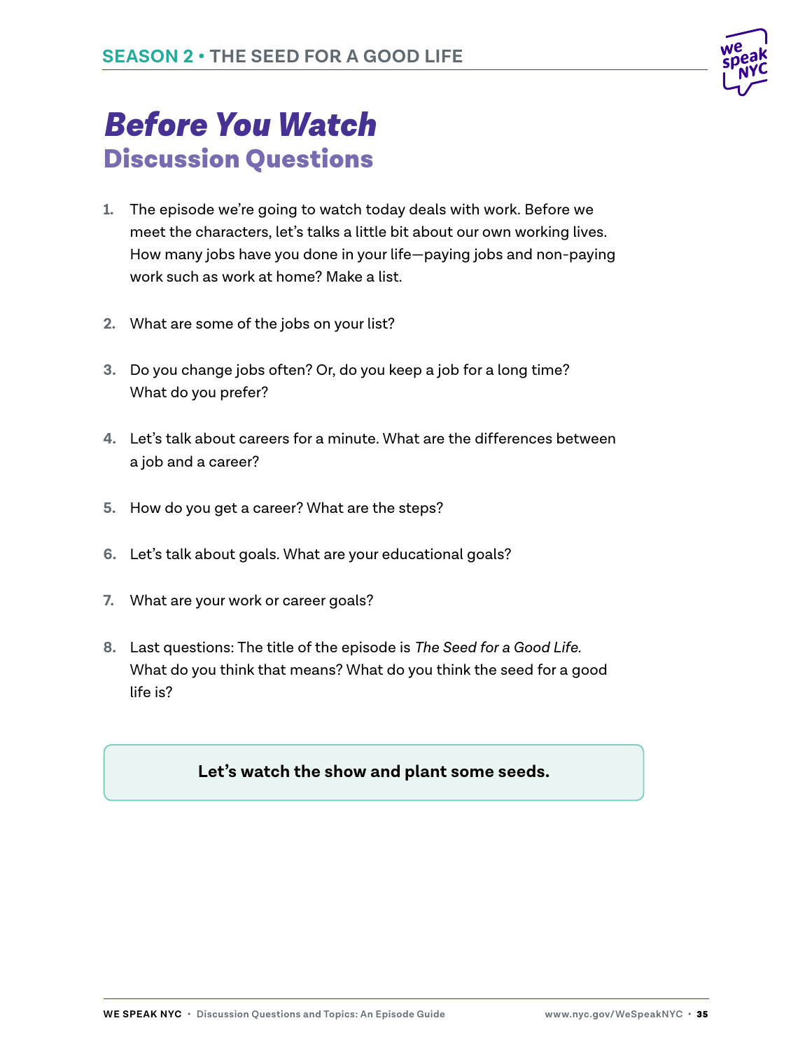# Before You Watch

## Discussion Questions

1. The episode we're going to watch today deals with work. Before we meet the characters, let's talks a little bit about our own working lives. How many jobs have you done in your life—paying jobs and non-paying work such as work at home? Make a list.
2. What are some of the jobs on your list?
3. Do you change jobs often? Or, do you keep a job for a long time? What do you prefer?
4. Let's talk about careers for a minute. What are the differences between a job and a career?
5. How do you get a career? What are the steps?
6. Let's talk about goals. What are your educational goals?
7. What are your work or career goals?
8. Last questions: The title of the episode is *The Seed for a Good Life.* What do you think that means? What do you think the seed for a good life is?

**Let's watch the show and plant some seeds.**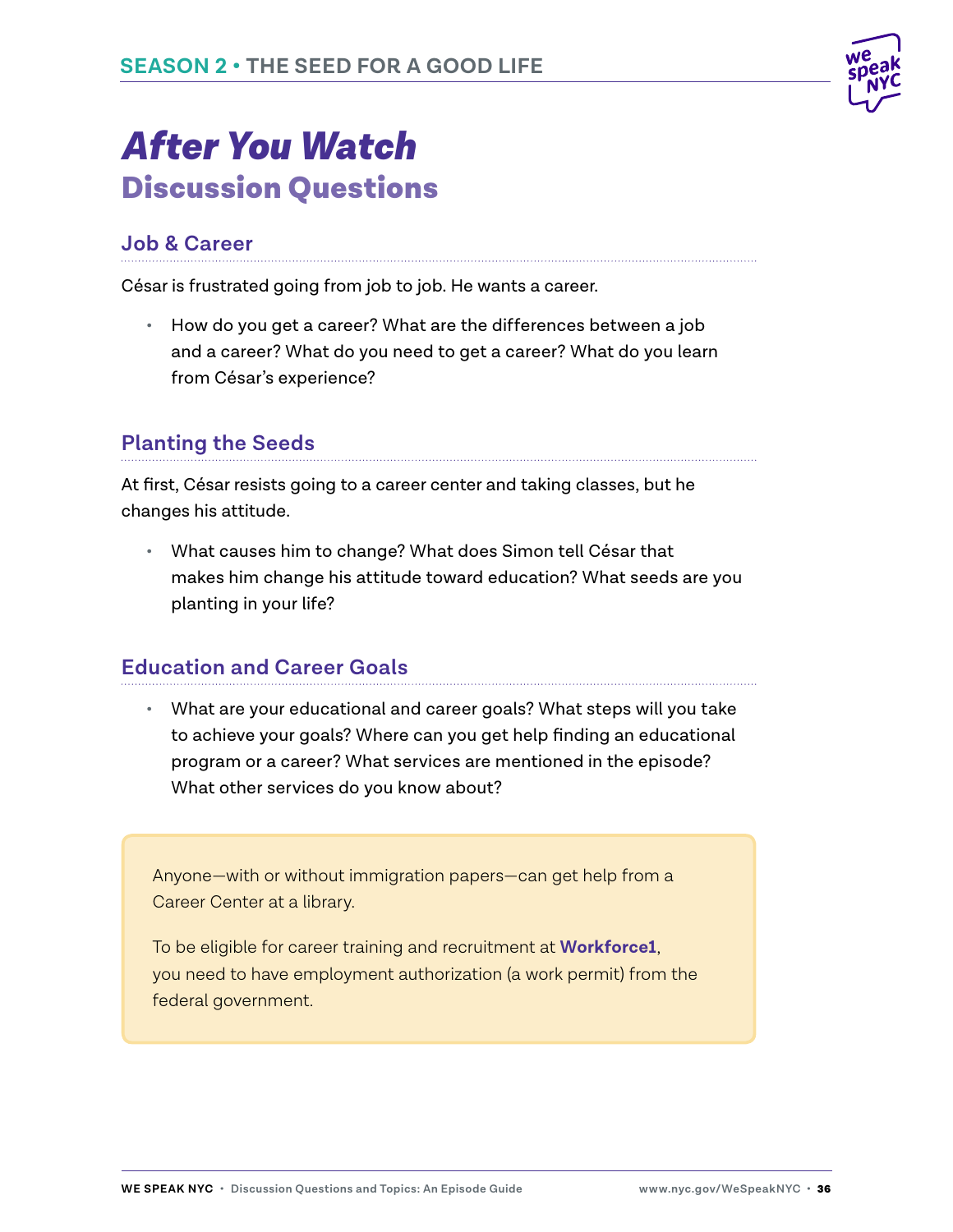# *After You Watch*

## Discussion Questions

### Job & Career

César is frustrated going from job to job. He wants a career.

- How do you get a career? What are the differences between a job and a career? What do you need to get a career? What do you learn from César's experience?

### Planting the Seeds

At first, César resists going to a career center and taking classes, but he changes his attitude.

- What causes him to change? What does Simon tell César that makes him change his attitude toward education? What seeds are you planting in your life?

### Education and Career Goals

- What are your educational and career goals? What steps will you take to achieve your goals? Where can you get help finding an educational program or a career? What services are mentioned in the episode? What other services do you know about?

> Anyone—with or without immigration papers—can get help from a Career Center at a library.
>
> To be eligible for career training and recruitment at **Workforce1**, you need to have employment authorization (a work permit) from the federal government.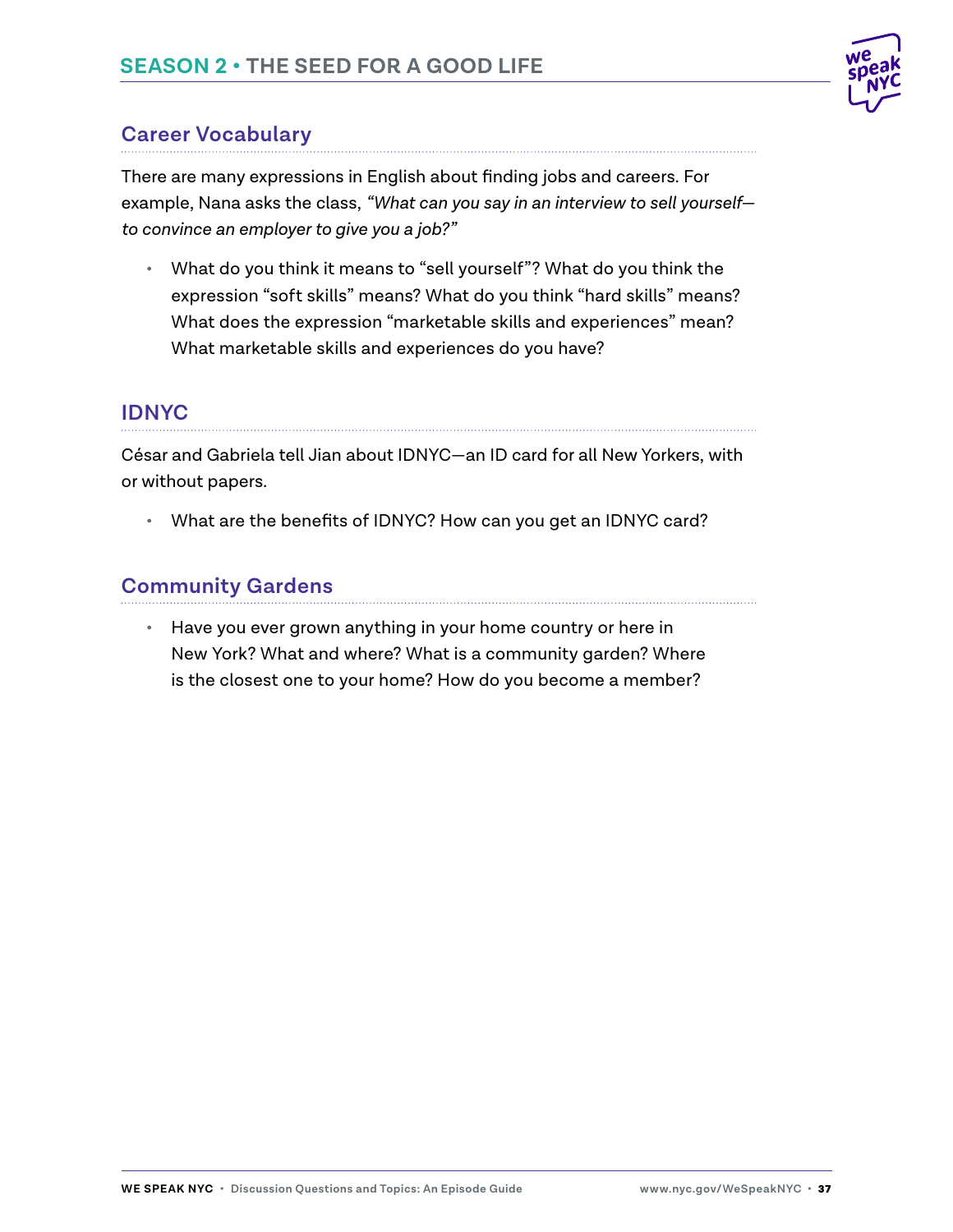## Career Vocabulary

There are many expressions in English about finding jobs and careers. For example, Nana asks the class, *"What can you say in an interview to sell yourself—to convince an employer to give you a job?"*

- What do you think it means to "sell yourself"? What do you think the expression "soft skills" means? What do you think "hard skills" means? What does the expression "marketable skills and experiences" mean? What marketable skills and experiences do you have?

## IDNYC

César and Gabriela tell Jian about IDNYC—an ID card for all New Yorkers, with or without papers.

- What are the benefits of IDNYC? How can you get an IDNYC card?

## Community Gardens

- Have you ever grown anything in your home country or here in New York? What and where? What is a community garden? Where is the closest one to your home? How do you become a member?